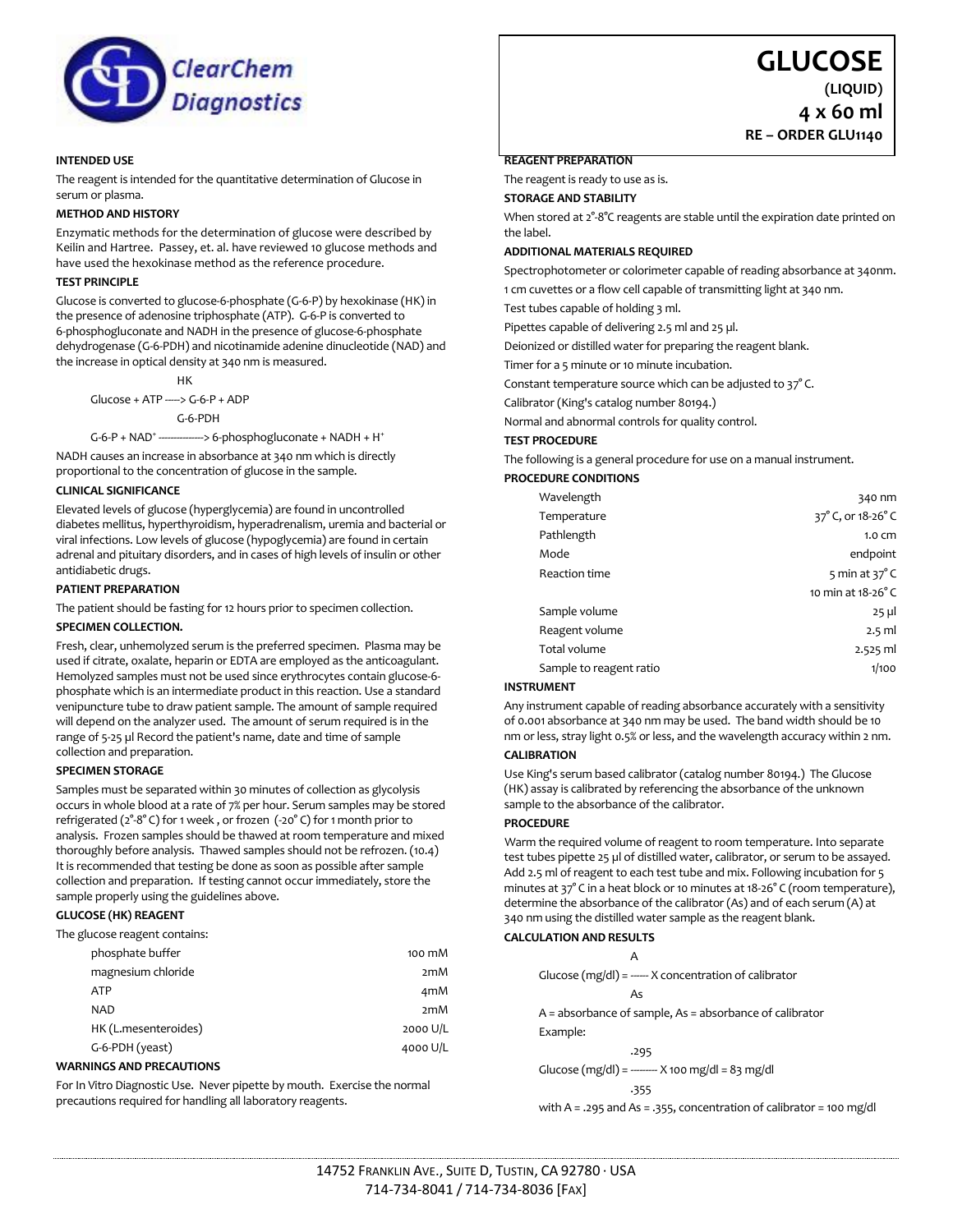ClearChem Diagnostics

# GLUCOSE

**(LIQUID)**

**4 x 60 ml**

**RE – ORDER GLU1140**

### INTENDED USE

The reagent is intended for the quantitative determination of Glucose in serum or plasma.

### METHOD AND HISTORY

Enzymatic methods for the determination of glucose were described by Keilin and Hartree. Passey, et. al. have reviewed 10 glucose methods and have used the hexokinase method as the reference procedure.

### TEST PRINCIPLE

Glucose is converted to glucose-6-phosphate (G-6-P) by hexokinase (HK) in the presence of adenosine triphosphate (ATP). G-6-P is converted to 6-phosphogluconate and NADH in the presence of glucose-6-phosphate dehydrogenase (G-6-PDH) and nicotinamide adenine dinucleotide (NAD) and the increase in optical density at 340 nm is measured.

$$\text{Glucose} + \text{ATP} \xrightarrow{\text{HK}} \text{G-6-P} + \text{ADP}$$

$$\text{G-6-P} + \text{NAD}^+ \xrightarrow{\text{G-6-PDH}} \text{6-phosphogluconate} + \text{NADH} + \text{H}^+$$

NADH causes an increase in absorbance at 340 nm which is directly proportional to the concentration of glucose in the sample.

### CLINICAL SIGNIFICANCE

Elevated levels of glucose (hyperglycemia) are found in uncontrolled diabetes mellitus, hyperthyroidism, hyperadrenalism, uremia and bacterial or viral infections. Low levels of glucose (hypoglycemia) are found in certain adrenal and pituitary disorders, and in cases of high levels of insulin or other antidiabetic drugs.

### PATIENT PREPARATION

The patient should be fasting for 12 hours prior to specimen collection.

### SPECIMEN COLLECTION.

Fresh, clear, unhemolyzed serum is the preferred specimen. Plasma may be used if citrate, oxalate, heparin or EDTA are employed as the anticoagulant. Hemolyzed samples must not be used since erythrocytes contain glucose-6-phosphate which is an intermediate product in this reaction. Use a standard venipuncture tube to draw patient sample. The amount of sample required will depend on the analyzer used. The amount of serum required is in the range of 5-25 µl Record the patient's name, date and time of sample collection and preparation.

### SPECIMEN STORAGE

Samples must be separated within 30 minutes of collection as glycolysis occurs in whole blood at a rate of 7% per hour. Serum samples may be stored refrigerated (2°-8° C) for 1 week , or frozen (-20° C) for 1 month prior to analysis. Frozen samples should be thawed at room temperature and mixed thoroughly before analysis. Thawed samples should not be refrozen. (10.4) It is recommended that testing be done as soon as possible after sample collection and preparation. If testing cannot occur immediately, store the sample properly using the guidelines above.

### GLUCOSE (HK) REAGENT

The glucose reagent contains:

| | |
|---|---|
| phosphate buffer | 100 mM |
| magnesium chloride | 2mM |
| ATP | 4mM |
| NAD | 2mM |
| HK (L.mesenteroides) | 2000 U/L |
| G-6-PDH (yeast) | 4000 U/L |

### WARNINGS AND PRECAUTIONS

For In Vitro Diagnostic Use. Never pipette by mouth. Exercise the normal precautions required for handling all laboratory reagents.

### REAGENT PREPARATION

The reagent is ready to use as is.

### STORAGE AND STABILITY

When stored at 2°-8°C reagents are stable until the expiration date printed on the label.

### ADDITIONAL MATERIALS REQUIRED

Spectrophotometer or colorimeter capable of reading absorbance at 340nm.

1 cm cuvettes or a flow cell capable of transmitting light at 340 nm.

Test tubes capable of holding 3 ml.

Pipettes capable of delivering 2.5 ml and 25 µl.

Deionized or distilled water for preparing the reagent blank.

Timer for a 5 minute or 10 minute incubation.

Constant temperature source which can be adjusted to 37° C.

Calibrator (King's catalog number 80194.)

Normal and abnormal controls for quality control.

### TEST PROCEDURE

The following is a general procedure for use on a manual instrument.

### PROCEDURE CONDITIONS

| | |
|---|---|
| Wavelength | 340 nm |
| Temperature | 37° C, or 18-26° C |
| Pathlength | 1.0 cm |
| Mode | endpoint |
| Reaction time | 5 min at 37° C |
| | 10 min at 18-26° C |
| Sample volume | 25 µl |
| Reagent volume | 2.5 ml |
| Total volume | 2.525 ml |
| Sample to reagent ratio | 1/100 |

### INSTRUMENT

Any instrument capable of reading absorbance accurately with a sensitivity of 0.001 absorbance at 340 nm may be used. The band width should be 10 nm or less, stray light 0.5% or less, and the wavelength accuracy within 2 nm.

### CALIBRATION

Use King's serum based calibrator (catalog number 80194.) The Glucose (HK) assay is calibrated by referencing the absorbance of the unknown sample to the absorbance of the calibrator.

### PROCEDURE

Warm the required volume of reagent to room temperature. Into separate test tubes pipette 25 µl of distilled water, calibrator, or serum to be assayed. Add 2.5 ml of reagent to each test tube and mix. Following incubation for 5 minutes at 37° C in a heat block or 10 minutes at 18-26° C (room temperature), determine the absorbance of the calibrator (As) and of each serum (A) at 340 nm using the distilled water sample as the reagent blank.

### CALCULATION AND RESULTS

$$\text{Glucose (mg/dl)} = \frac{A}{As} \times \text{concentration of calibrator}$$

A = absorbance of sample, As = absorbance of calibrator

Example:

$$\text{Glucose (mg/dl)} = \frac{.295}{.355} \times 100 \text{ mg/dl} = 83 \text{ mg/dl}$$

with A = .295 and As = .355, concentration of calibrator = 100 mg/dl

14752 Franklin Ave., Suite D, Tustin, CA 92780 · USA
714-734-8041 / 714-734-8036 [Fax]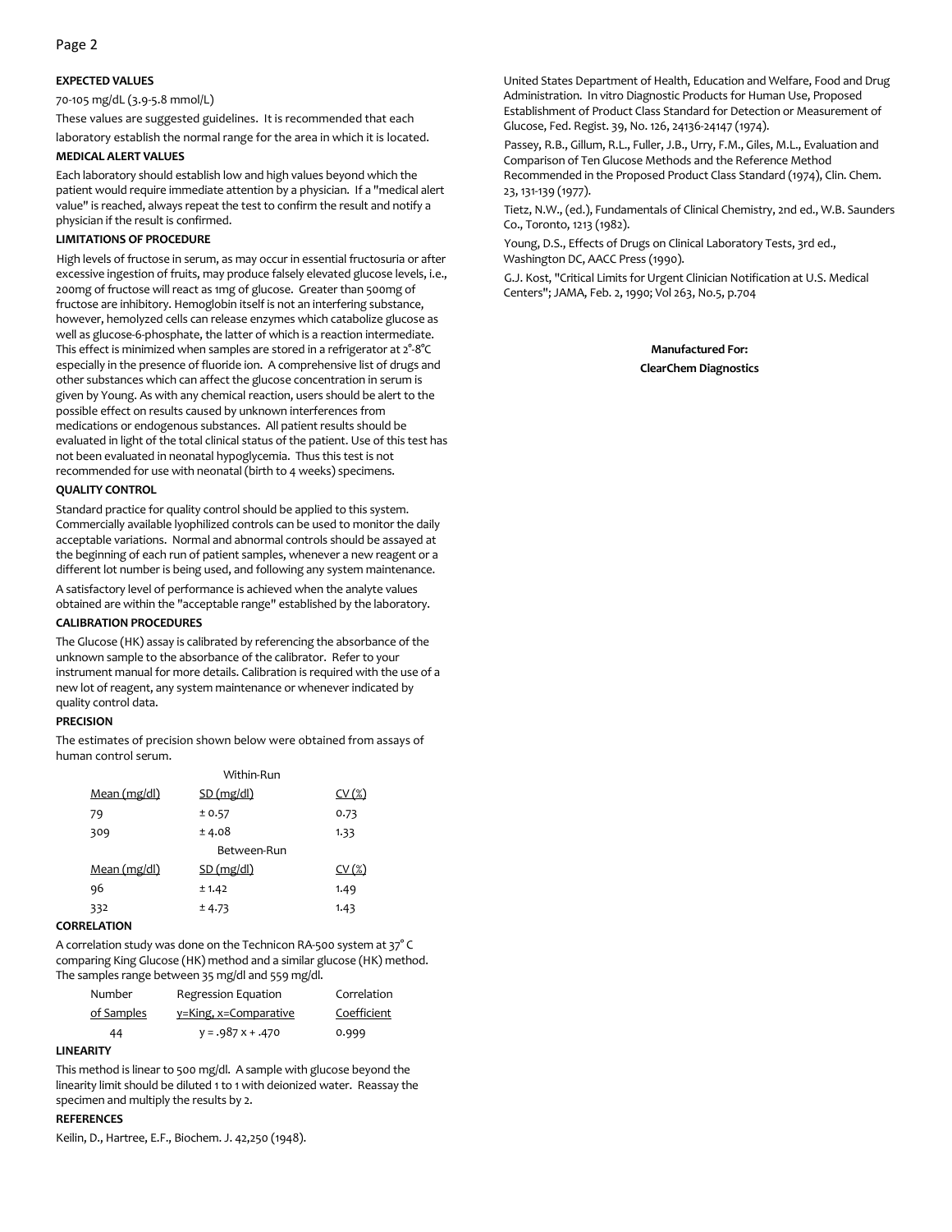## EXPECTED VALUES

70-105 mg/dL (3.9-5.8 mmol/L)

These values are suggested guidelines. It is recommended that each laboratory establish the normal range for the area in which it is located.

## MEDICAL ALERT VALUES

Each laboratory should establish low and high values beyond which the patient would require immediate attention by a physician. If a "medical alert value" is reached, always repeat the test to confirm the result and notify a physician if the result is confirmed.

## LIMITATIONS OF PROCEDURE

High levels of fructose in serum, as may occur in essential fructosuria or after excessive ingestion of fruits, may produce falsely elevated glucose levels, i.e., 200mg of fructose will react as 1mg of glucose. Greater than 500mg of fructose are inhibitory. Hemoglobin itself is not an interfering substance, however, hemolyzed cells can release enzymes which catabolize glucose as well as glucose-6-phosphate, the latter of which is a reaction intermediate. This effect is minimized when samples are stored in a refrigerator at 2°-8°C especially in the presence of fluoride ion. A comprehensive list of drugs and other substances which can affect the glucose concentration in serum is given by Young. As with any chemical reaction, users should be alert to the possible effect on results caused by unknown interferences from medications or endogenous substances. All patient results should be evaluated in light of the total clinical status of the patient. Use of this test has not been evaluated in neonatal hypoglycemia. Thus this test is not recommended for use with neonatal (birth to 4 weeks) specimens.

## QUALITY CONTROL

Standard practice for quality control should be applied to this system. Commercially available lyophilized controls can be used to monitor the daily acceptable variations. Normal and abnormal controls should be assayed at the beginning of each run of patient samples, whenever a new reagent or a different lot number is being used, and following any system maintenance.

A satisfactory level of performance is achieved when the analyte values obtained are within the "acceptable range" established by the laboratory.

## CALIBRATION PROCEDURES

The Glucose (HK) assay is calibrated by referencing the absorbance of the unknown sample to the absorbance of the calibrator. Refer to your instrument manual for more details. Calibration is required with the use of a new lot of reagent, any system maintenance or whenever indicated by quality control data.

## PRECISION

The estimates of precision shown below were obtained from assays of human control serum.

Within-Run

| Mean (mg/dl) | SD (mg/dl) | CV (%) |
|---|---|---|
| 79 | ± 0.57 | 0.73 |
| 309 | ± 4.08 | 1.33 |

Between-Run

| Mean (mg/dl) | SD (mg/dl) | CV (%) |
|---|---|---|
| 96 | ± 1.42 | 1.49 |
| 332 | ± 4.73 | 1.43 |

## CORRELATION

A correlation study was done on the Technicon RA-500 system at 37° C comparing King Glucose (HK) method and a similar glucose (HK) method. The samples range between 35 mg/dl and 559 mg/dl.

| Number of Samples | Regression Equation y=King, x=Comparative | Correlation Coefficient |
|---|---|---|
| 44 | $y = .987x + .470$ | 0.999 |

## LINEARITY

This method is linear to 500 mg/dL. A sample with glucose beyond the linearity limit should be diluted 1 to 1 with deionized water. Reassay the specimen and multiply the results by 2.

## REFERENCES

Keilin, D., Hartree, E.F., Biochem. J. 42,250 (1948).

United States Department of Health, Education and Welfare, Food and Drug Administration. In vitro Diagnostic Products for Human Use, Proposed Establishment of Product Class Standard for Detection or Measurement of Glucose, Fed. Regist. 39, No. 126, 24136-24147 (1974).

Passey, R.B., Gillum, R.L., Fuller, J.B., Urry, F.M., Giles, M.L., Evaluation and Comparison of Ten Glucose Methods and the Reference Method Recommended in the Proposed Product Class Standard (1974), Clin. Chem. 23, 131-139 (1977).

Tietz, N.W., (ed.), Fundamentals of Clinical Chemistry, 2nd ed., W.B. Saunders Co., Toronto, 1213 (1982).

Young, D.S., Effects of Drugs on Clinical Laboratory Tests, 3rd ed., Washington DC, AACC Press (1990).

G.J. Kost, "Critical Limits for Urgent Clinician Notification at U.S. Medical Centers"; JAMA, Feb. 2, 1990; Vol 263, No.5, p.704

**Manufactured For:**
**ClearChem Diagnostics**